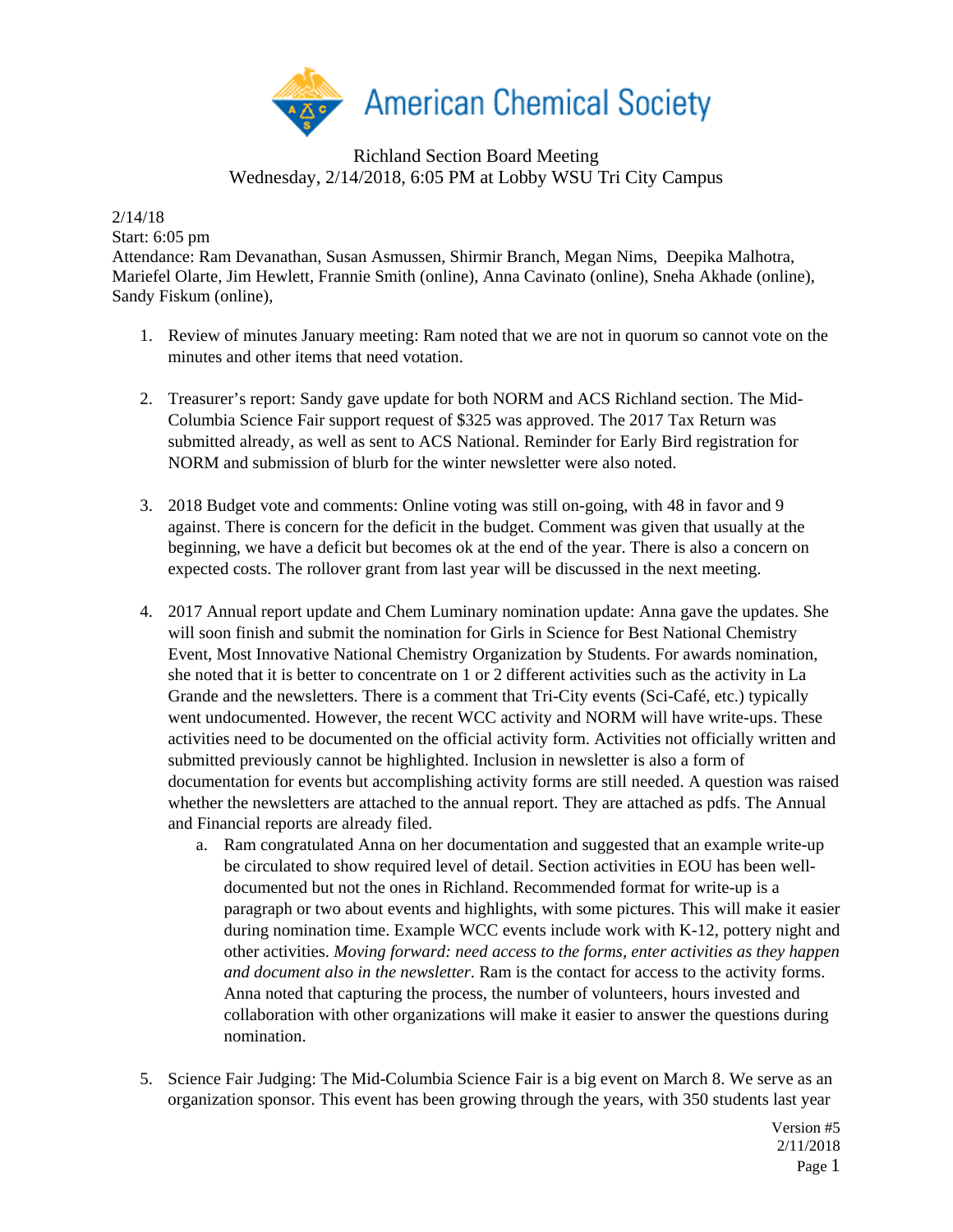American Chemical Society

Richland Section Board Meeting
Wednesday, 2/14/2018, 6:05 PM at Lobby WSU Tri City Campus

2/14/18
Start: 6:05 pm
Attendance: Ram Devanathan, Susan Asmussen, Shirmir Branch, Megan Nims, Deepika Malhotra, Mariefel Olarte, Jim Hewlett, Frannie Smith (online), Anna Cavinato (online), Sneha Akhade (online), Sandy Fiskum (online),

1. Review of minutes January meeting: Ram noted that we are not in quorum so cannot vote on the minutes and other items that need votation.

2. Treasurer's report: Sandy gave update for both NORM and ACS Richland section. The Mid-Columbia Science Fair support request of $325 was approved. The 2017 Tax Return was submitted already, as well as sent to ACS National. Reminder for Early Bird registration for NORM and submission of blurb for the winter newsletter were also noted.

3. 2018 Budget vote and comments: Online voting was still on-going, with 48 in favor and 9 against. There is concern for the deficit in the budget. Comment was given that usually at the beginning, we have a deficit but becomes ok at the end of the year. There is also a concern on expected costs. The rollover grant from last year will be discussed in the next meeting.

4. 2017 Annual report update and Chem Luminary nomination update: Anna gave the updates. She will soon finish and submit the nomination for Girls in Science for Best National Chemistry Event, Most Innovative National Chemistry Organization by Students. For awards nomination, she noted that it is better to concentrate on 1 or 2 different activities such as the activity in La Grande and the newsletters. There is a comment that Tri-City events (Sci-Café, etc.) typically went undocumented. However, the recent WCC activity and NORM will have write-ups. These activities need to be documented on the official activity form. Activities not officially written and submitted previously cannot be highlighted. Inclusion in newsletter is also a form of documentation for events but accomplishing activity forms are still needed. A question was raised whether the newsletters are attached to the annual report. They are attached as pdfs. The Annual and Financial reports are already filed.
   a. Ram congratulated Anna on her documentation and suggested that an example write-up be circulated to show required level of detail. Section activities in EOU has been well-documented but not the ones in Richland. Recommended format for write-up is a paragraph or two about events and highlights, with some pictures. This will make it easier during nomination time. Example WCC events include work with K-12, pottery night and other activities. *Moving forward: need access to the forms, enter activities as they happen and document also in the newsletter.* Ram is the contact for access to the activity forms. Anna noted that capturing the process, the number of volunteers, hours invested and collaboration with other organizations will make it easier to answer the questions during nomination.

5. Science Fair Judging: The Mid-Columbia Science Fair is a big event on March 8. We serve as an organization sponsor. This event has been growing through the years, with 350 students last year

Version #5
2/11/2018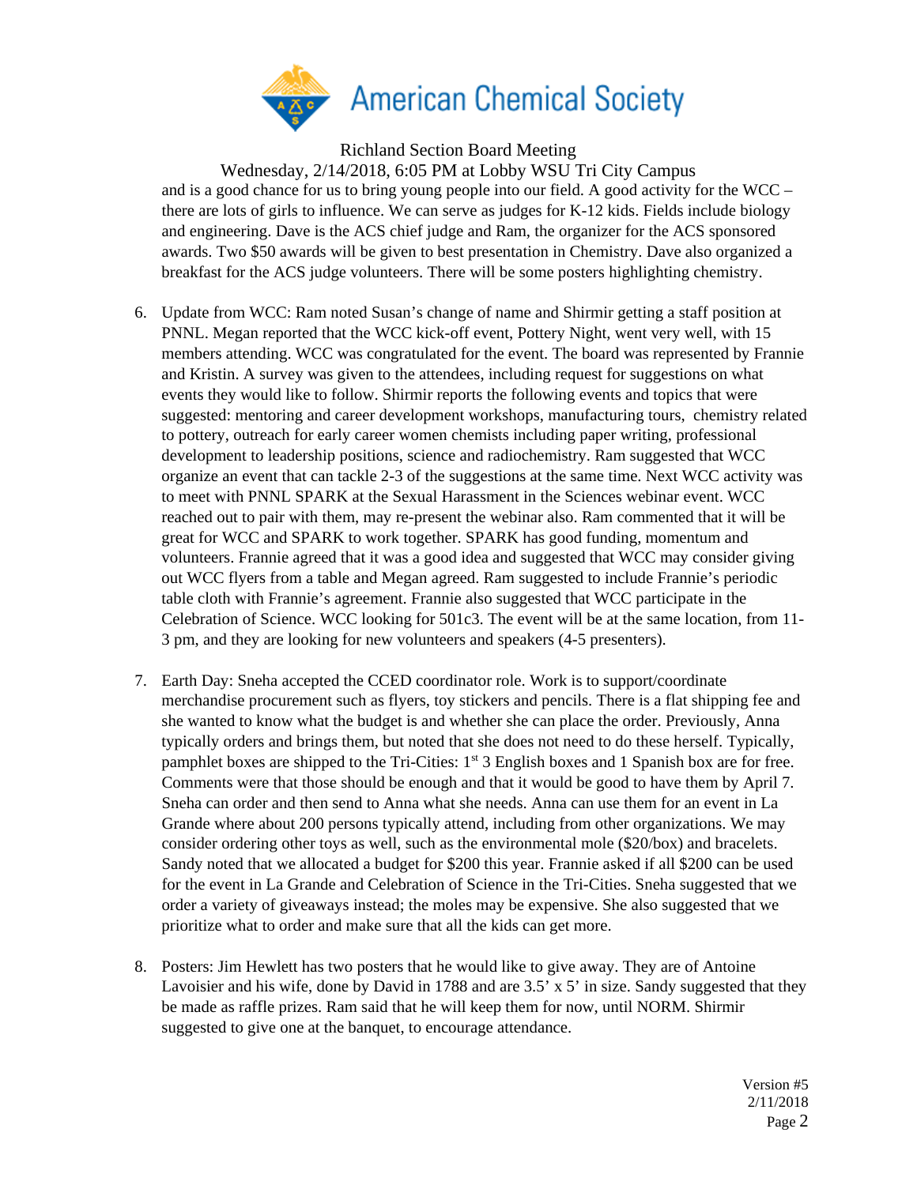and is a good chance for us to bring young people into our field. A good activity for the WCC – there are lots of girls to influence. We can serve as judges for K-12 kids. Fields include biology and engineering. Dave is the ACS chief judge and Ram, the organizer for the ACS sponsored awards. Two $50 awards will be given to best presentation in Chemistry. Dave also organized a breakfast for the ACS judge volunteers. There will be some posters highlighting chemistry.

6. Update from WCC: Ram noted Susan's change of name and Shirmir getting a staff position at PNNL. Megan reported that the WCC kick-off event, Pottery Night, went very well, with 15 members attending. WCC was congratulated for the event. The board was represented by Frannie and Kristin. A survey was given to the attendees, including request for suggestions on what events they would like to follow. Shirmir reports the following events and topics that were suggested: mentoring and career development workshops, manufacturing tours, chemistry related to pottery, outreach for early career women chemists including paper writing, professional development to leadership positions, science and radiochemistry. Ram suggested that WCC organize an event that can tackle 2-3 of the suggestions at the same time. Next WCC activity was to meet with PNNL SPARK at the Sexual Harassment in the Sciences webinar event. WCC reached out to pair with them, may re-present the webinar also. Ram commented that it will be great for WCC and SPARK to work together. SPARK has good funding, momentum and volunteers. Frannie agreed that it was a good idea and suggested that WCC may consider giving out WCC flyers from a table and Megan agreed. Ram suggested to include Frannie's periodic table cloth with Frannie's agreement. Frannie also suggested that WCC participate in the Celebration of Science. WCC looking for 501c3. The event will be at the same location, from 11-3 pm, and they are looking for new volunteers and speakers (4-5 presenters).

7. Earth Day: Sneha accepted the CCED coordinator role. Work is to support/coordinate merchandise procurement such as flyers, toy stickers and pencils. There is a flat shipping fee and she wanted to know what the budget is and whether she can place the order. Previously, Anna typically orders and brings them, but noted that she does not need to do these herself. Typically, pamphlet boxes are shipped to the Tri-Cities: 1st 3 English boxes and 1 Spanish box are for free. Comments were that those should be enough and that it would be good to have them by April 7. Sneha can order and then send to Anna what she needs. Anna can use them for an event in La Grande where about 200 persons typically attend, including from other organizations. We may consider ordering other toys as well, such as the environmental mole ($20/box) and bracelets. Sandy noted that we allocated a budget for $200 this year. Frannie asked if all $200 can be used for the event in La Grande and Celebration of Science in the Tri-Cities. Sneha suggested that we order a variety of giveaways instead; the moles may be expensive. She also suggested that we prioritize what to order and make sure that all the kids can get more.

8. Posters: Jim Hewlett has two posters that he would like to give away. They are of Antoine Lavoisier and his wife, done by David in 1788 and are 3.5' x 5' in size. Sandy suggested that they be made as raffle prizes. Ram said that he will keep them for now, until NORM. Shirmir suggested to give one at the banquet, to encourage attendance.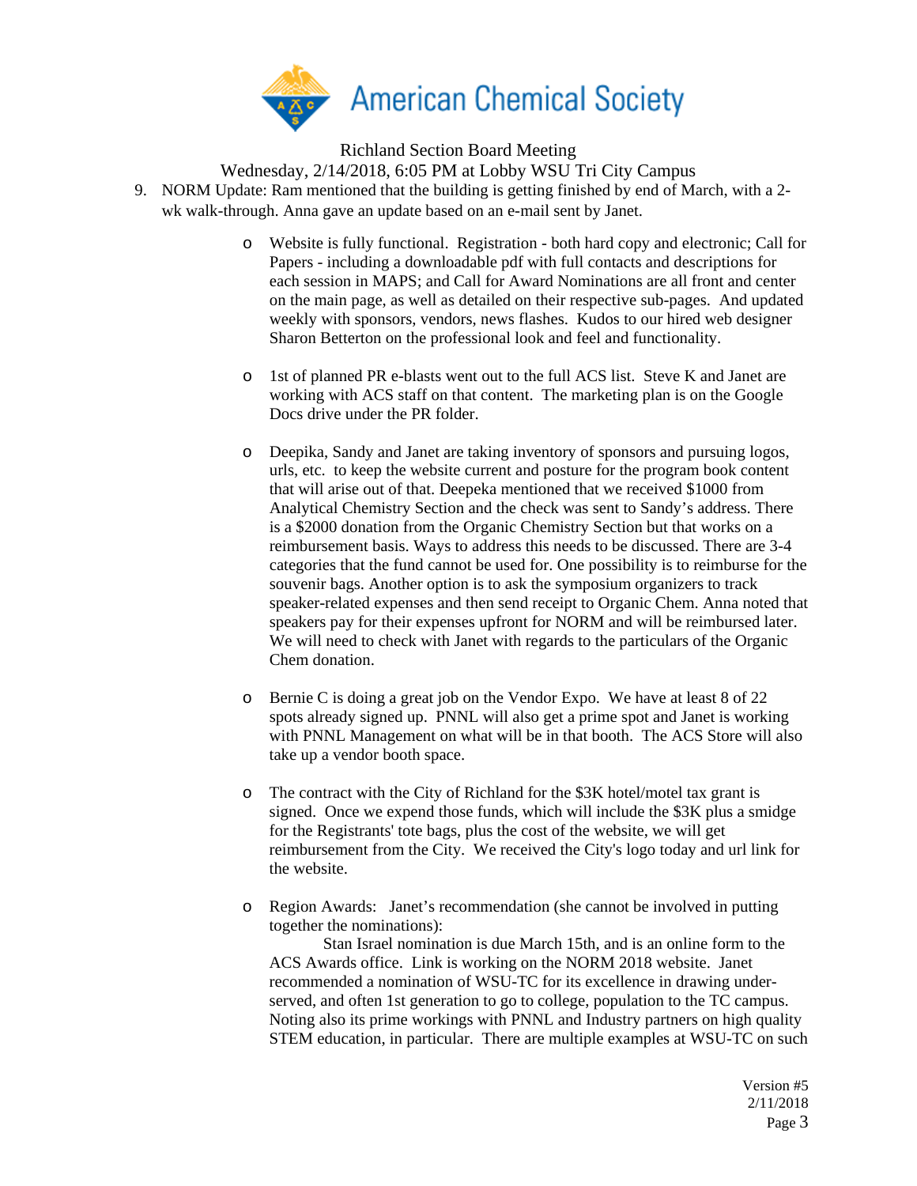9. NORM Update: Ram mentioned that the building is getting finished by end of March, with a 2-wk walk-through. Anna gave an update based on an e-mail sent by Janet.

   - Website is fully functional. Registration - both hard copy and electronic; Call for Papers - including a downloadable pdf with full contacts and descriptions for each session in MAPS; and Call for Award Nominations are all front and center on the main page, as well as detailed on their respective sub-pages. And updated weekly with sponsors, vendors, news flashes. Kudos to our hired web designer Sharon Betterton on the professional look and feel and functionality.

   - 1st of planned PR e-blasts went out to the full ACS list. Steve K and Janet are working with ACS staff on that content. The marketing plan is on the Google Docs drive under the PR folder.

   - Deepika, Sandy and Janet are taking inventory of sponsors and pursuing logos, urls, etc. to keep the website current and posture for the program book content that will arise out of that. Deepeka mentioned that we received $1000 from Analytical Chemistry Section and the check was sent to Sandy's address. There is a $2000 donation from the Organic Chemistry Section but that works on a reimbursement basis. Ways to address this needs to be discussed. There are 3-4 categories that the fund cannot be used for. One possibility is to reimburse for the souvenir bags. Another option is to ask the symposium organizers to track speaker-related expenses and then send receipt to Organic Chem. Anna noted that speakers pay for their expenses upfront for NORM and will be reimbursed later. We will need to check with Janet with regards to the particulars of the Organic Chem donation.

   - Bernie C is doing a great job on the Vendor Expo. We have at least 8 of 22 spots already signed up. PNNL will also get a prime spot and Janet is working with PNNL Management on what will be in that booth. The ACS Store will also take up a vendor booth space.

   - The contract with the City of Richland for the $3K hotel/motel tax grant is signed. Once we expend those funds, which will include the $3K plus a smidge for the Registrants' tote bags, plus the cost of the website, we will get reimbursement from the City. We received the City's logo today and url link for the website.

   - Region Awards: Janet's recommendation (she cannot be involved in putting together the nominations):
     Stan Israel nomination is due March 15th, and is an online form to the ACS Awards office. Link is working on the NORM 2018 website. Janet recommended a nomination of WSU-TC for its excellence in drawing under-served, and often 1st generation to go to college, population to the TC campus. Noting also its prime workings with PNNL and Industry partners on high quality STEM education, in particular. There are multiple examples at WSU-TC on such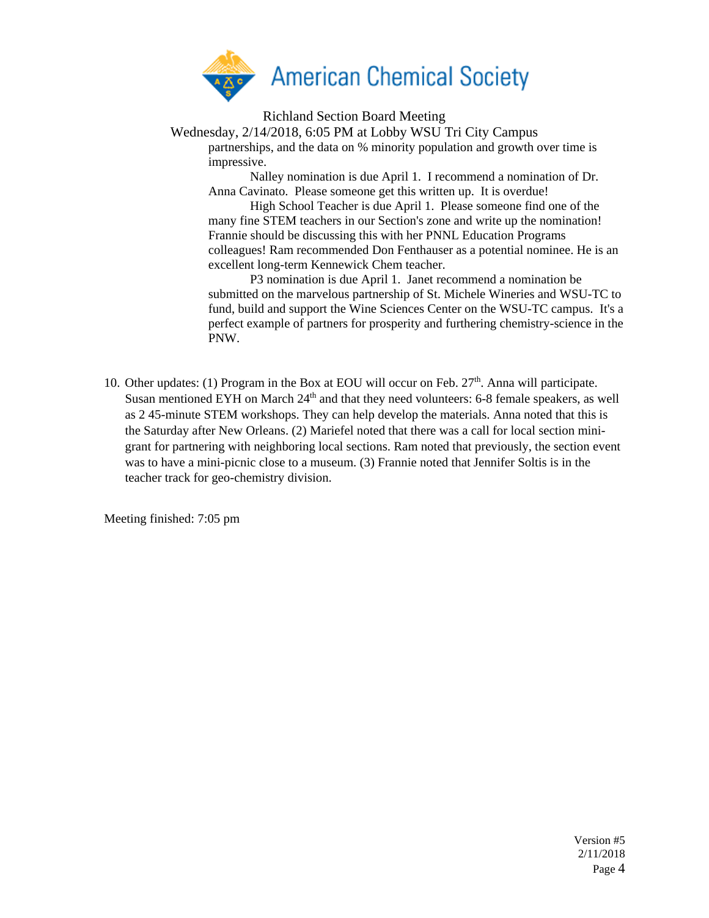partnerships, and the data on % minority population and growth over time is impressive.

Nalley nomination is due April 1. I recommend a nomination of Dr. Anna Cavinato. Please someone get this written up. It is overdue!

High School Teacher is due April 1. Please someone find one of the many fine STEM teachers in our Section's zone and write up the nomination! Frannie should be discussing this with her PNNL Education Programs colleagues! Ram recommended Don Fenthauser as a potential nominee. He is an excellent long-term Kennewick Chem teacher.

P3 nomination is due April 1. Janet recommend a nomination be submitted on the marvelous partnership of St. Michele Wineries and WSU-TC to fund, build and support the Wine Sciences Center on the WSU-TC campus. It's a perfect example of partners for prosperity and furthering chemistry-science in the PNW.

10. Other updates: (1) Program in the Box at EOU will occur on Feb. 27th. Anna will participate. Susan mentioned EYH on March 24th and that they need volunteers: 6-8 female speakers, as well as 2 45-minute STEM workshops. They can help develop the materials. Anna noted that this is the Saturday after New Orleans. (2) Mariefel noted that there was a call for local section mini-grant for partnering with neighboring local sections. Ram noted that previously, the section event was to have a mini-picnic close to a museum. (3) Frannie noted that Jennifer Soltis is in the teacher track for geo-chemistry division.

Meeting finished: 7:05 pm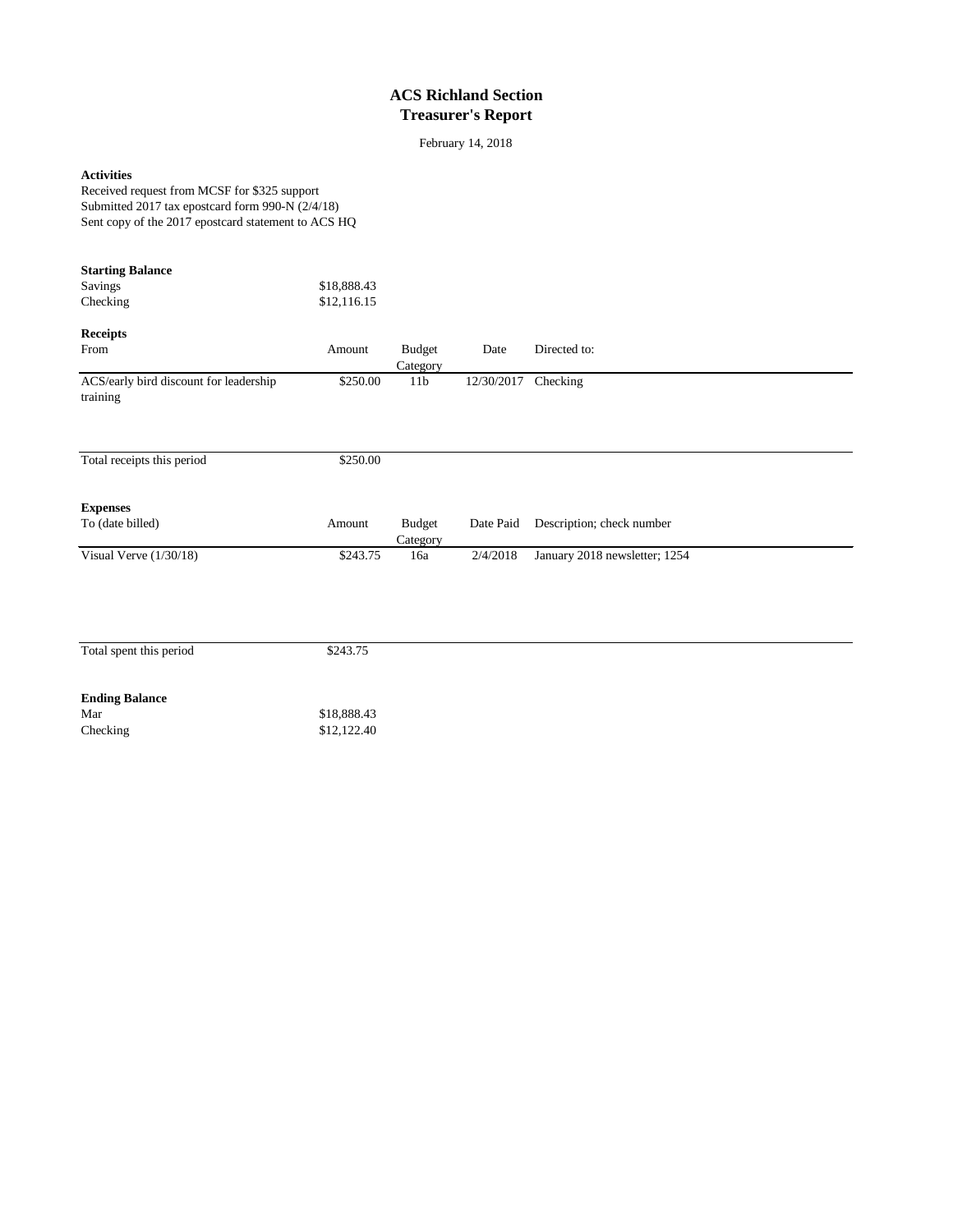# ACS Richland Section
## Treasurer's Report

February 14, 2018

**Activities**

Received request from MCSF for $325 support
Submitted 2017 tax epostcard form 990-N (2/4/18)
Sent copy of the 2017 epostcard statement to ACS HQ

**Starting Balance**

| | |
|---|---|
| Savings | $18,888.43 |
| Checking | $12,116.15 |

**Receipts**

| From | Amount | Budget Category | Date | Directed to: |
|---|---|---|---|---|
| ACS/early bird discount for leadership training | $250.00 | 11b | 12/30/2017 | Checking |
| Total receipts this period | $250.00 | | | |

**Expenses**

| To (date billed) | Amount | Budget Category | Date Paid | Description; check number |
|---|---|---|---|---|
| Visual Verve (1/30/18) | $243.75 | 16a | 2/4/2018 | January 2018 newsletter; 1254 |
| Total spent this period | $243.75 | | | |

**Ending Balance**

| | |
|---|---|
| Mar | $18,888.43 |
| Checking | $12,122.40 |